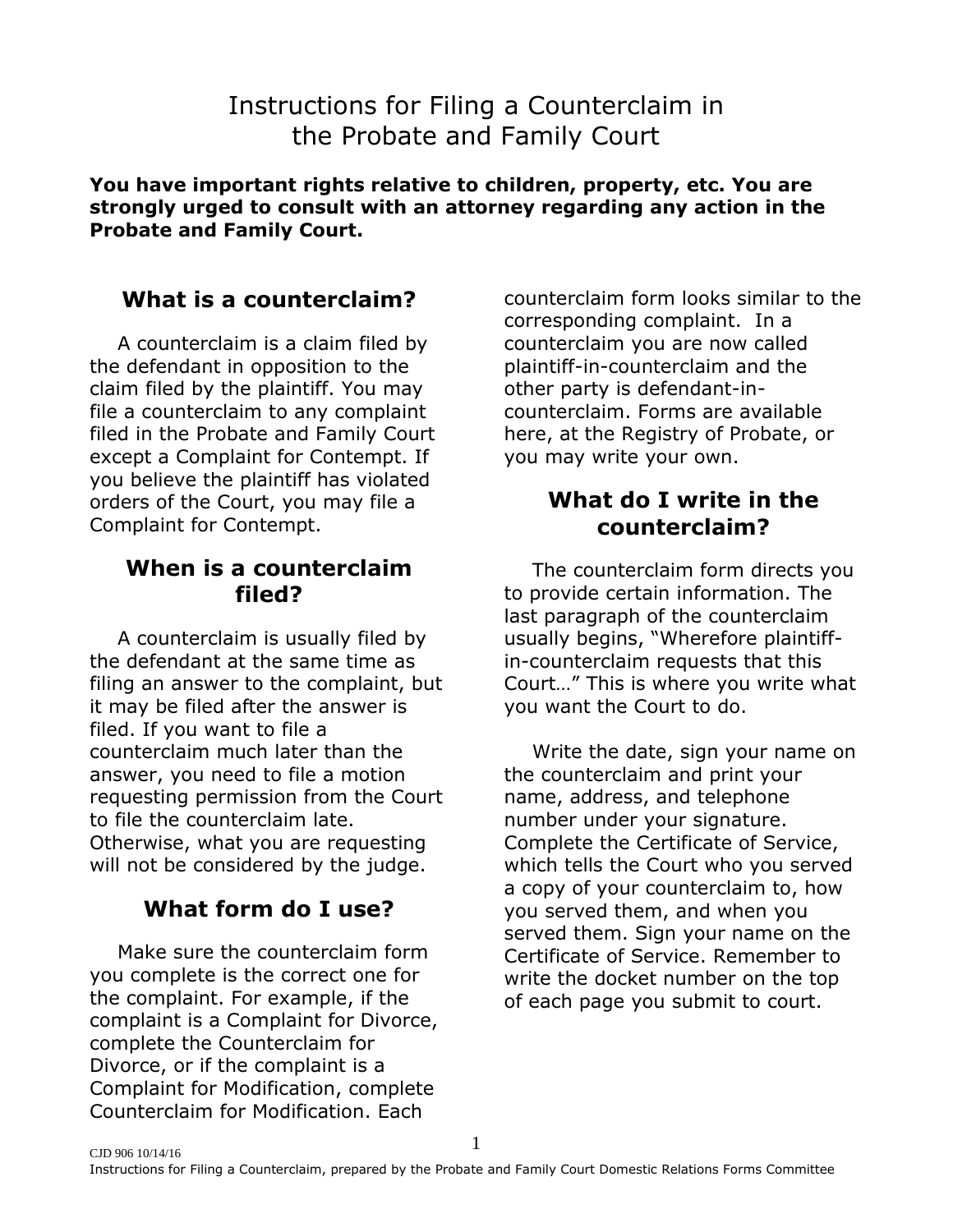# Instructions for Filing a Counterclaim in the Probate and Family Court

**You have important rights relative to children, property, etc. You are strongly urged to consult with an attorney regarding any action in the Probate and Family Court.**

## What is a counterclaim?

A counterclaim is a claim filed by the defendant in opposition to the claim filed by the plaintiff. You may file a counterclaim to any complaint filed in the Probate and Family Court except a Complaint for Contempt. If you believe the plaintiff has violated orders of the Court, you may file a Complaint for Contempt.

## When is a counterclaim filed?

A counterclaim is usually filed by the defendant at the same time as filing an answer to the complaint, but it may be filed after the answer is filed. If you want to file a counterclaim much later than the answer, you need to file a motion requesting permission from the Court to file the counterclaim late. Otherwise, what you are requesting will not be considered by the judge.

## What form do I use?

Make sure the counterclaim form you complete is the correct one for the complaint. For example, if the complaint is a Complaint for Divorce, complete the Counterclaim for Divorce, or if the complaint is a Complaint for Modification, complete Counterclaim for Modification. Each counterclaim form looks similar to the corresponding complaint. In a counterclaim you are now called plaintiff-in-counterclaim and the other party is defendant-in-counterclaim. Forms are available here, at the Registry of Probate, or you may write your own.

## What do I write in the counterclaim?

The counterclaim form directs you to provide certain information. The last paragraph of the counterclaim usually begins, "Wherefore plaintiff-in-counterclaim requests that this Court…" This is where you write what you want the Court to do.

Write the date, sign your name on the counterclaim and print your name, address, and telephone number under your signature. Complete the Certificate of Service, which tells the Court who you served a copy of your counterclaim to, how you served them, and when you served them. Sign your name on the Certificate of Service. Remember to write the docket number on the top of each page you submit to court.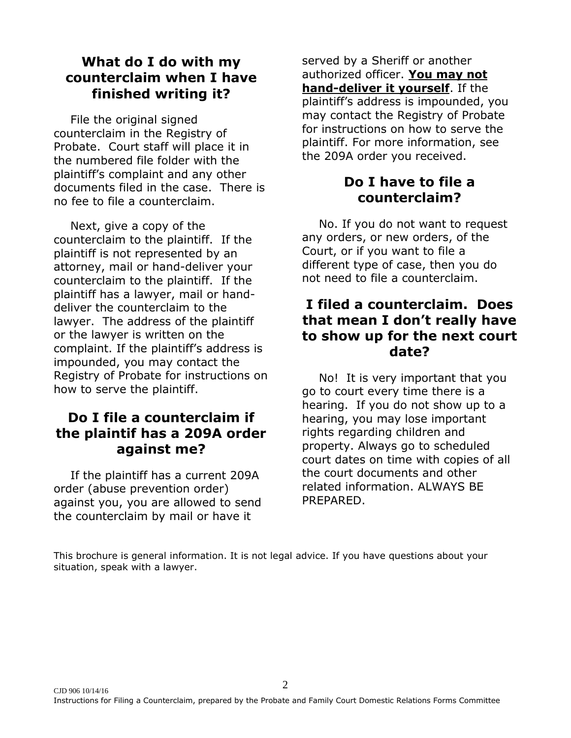## What do I do with my counterclaim when I have finished writing it?

File the original signed counterclaim in the Registry of Probate. Court staff will place it in the numbered file folder with the plaintiff's complaint and any other documents filed in the case. There is no fee to file a counterclaim.

Next, give a copy of the counterclaim to the plaintiff. If the plaintiff is not represented by an attorney, mail or hand-deliver your counterclaim to the plaintiff. If the plaintiff has a lawyer, mail or hand-deliver the counterclaim to the lawyer. The address of the plaintiff or the lawyer is written on the complaint. If the plaintiff's address is impounded, you may contact the Registry of Probate for instructions on how to serve the plaintiff.

## Do I file a counterclaim if the plaintif has a 209A order against me?

If the plaintiff has a current 209A order (abuse prevention order) against you, you are allowed to send the counterclaim by mail or have it served by a Sheriff or another authorized officer. **You may not hand-deliver it yourself**. If the plaintiff's address is impounded, you may contact the Registry of Probate for instructions on how to serve the plaintiff. For more information, see the 209A order you received.

## Do I have to file a counterclaim?

No. If you do not want to request any orders, or new orders, of the Court, or if you want to file a different type of case, then you do not need to file a counterclaim.

## I filed a counterclaim. Does that mean I don't really have to show up for the next court date?

No! It is very important that you go to court every time there is a hearing. If you do not show up to a hearing, you may lose important rights regarding children and property. Always go to scheduled court dates on time with copies of all the court documents and other related information. ALWAYS BE PREPARED.

This brochure is general information. It is not legal advice. If you have questions about your situation, speak with a lawyer.

CJD 906 10/14/16
Instructions for Filing a Counterclaim, prepared by the Probate and Family Court Domestic Relations Forms Committee